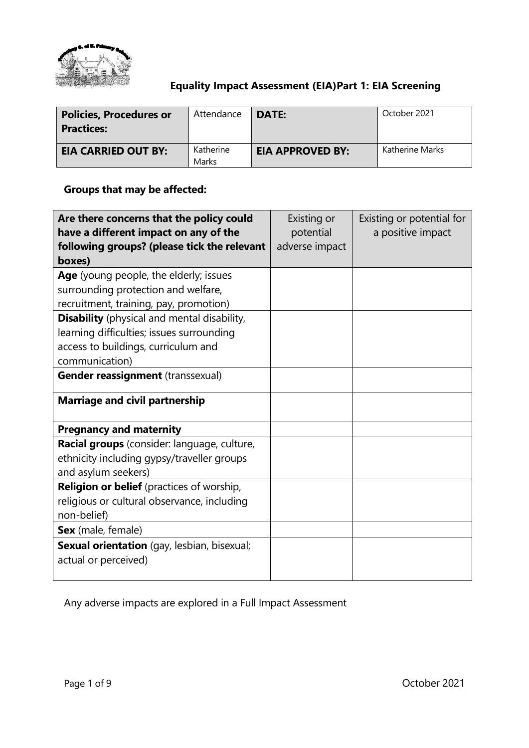## Equality Impact Assessment (EIA)Part 1: EIA Screening

| **Policies, Procedures or Practices:** | Attendance | **DATE:** | October 2021 |
|---|---|---|---|
| **EIA CARRIED OUT BY:** | Katherine Marks | **EIA APPROVED BY:** | Katherine Marks |

**Groups that may be affected:**

| **Are there concerns that the policy could have a different impact on any of the following groups? (please tick the relevant boxes)** | Existing or potential adverse impact | Existing or potential for a positive impact |
|---|---|---|
| **Age** (young people, the elderly; issues surrounding protection and welfare, recruitment, training, pay, promotion) | | |
| **Disability** (physical and mental disability, learning difficulties; issues surrounding access to buildings, curriculum and communication) | | |
| **Gender reassignment** (transsexual) | | |
| **Marriage and civil partnership** | | |
| **Pregnancy and maternity** | | |
| **Racial groups** (consider: language, culture, ethnicity including gypsy/traveller groups and asylum seekers) | | |
| **Religion or belief** (practices of worship, religious or cultural observance, including non-belief) | | |
| **Sex** (male, female) | | |
| **Sexual orientation** (gay, lesbian, bisexual; actual or perceived) | | |

Any adverse impacts are explored in a Full Impact Assessment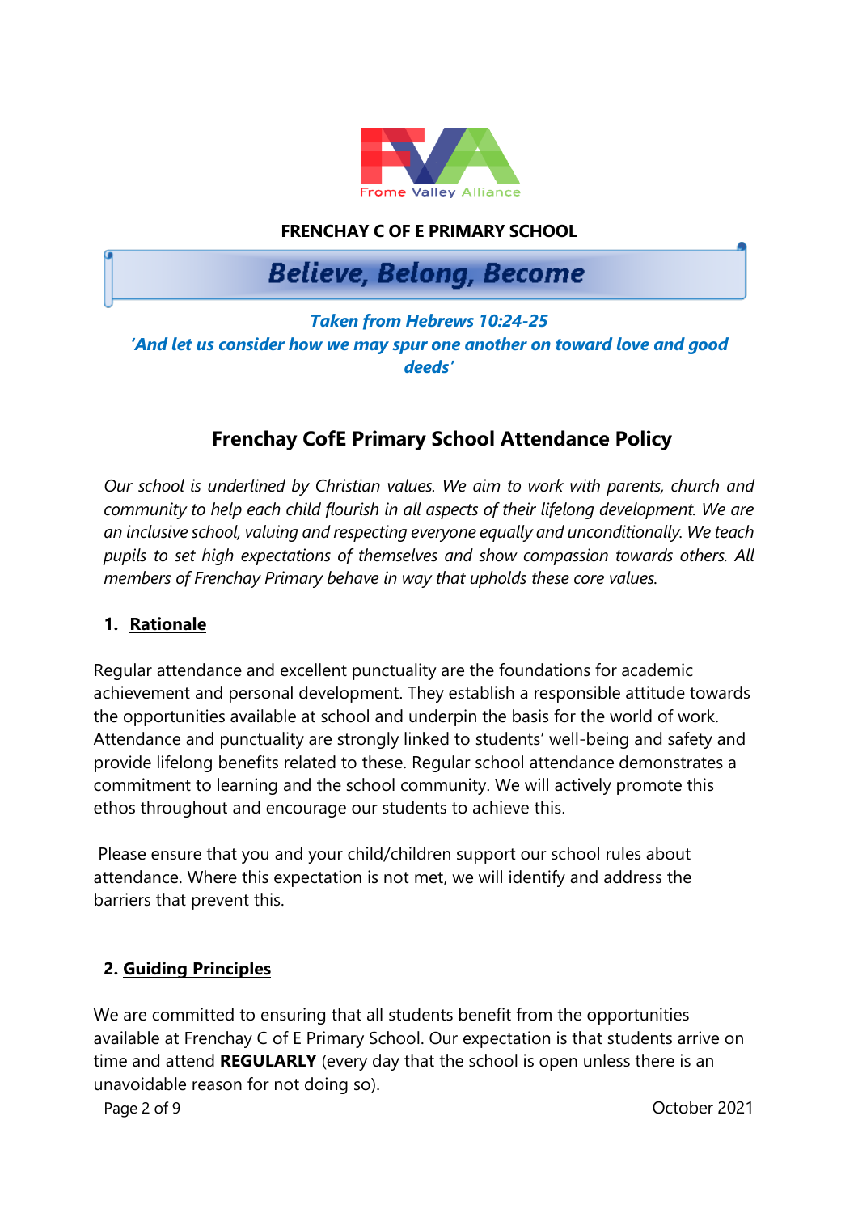Frome Valley Alliance

**FRENCHAY C OF E PRIMARY SCHOOL**

***Believe, Belong, Become***

***Taken from Hebrews 10:24-25***
***'And let us consider how we may spur one another on toward love and good deeds'***

## Frenchay CofE Primary School Attendance Policy

*Our school is underlined by Christian values. We aim to work with parents, church and community to help each child flourish in all aspects of their lifelong development. We are an inclusive school, valuing and respecting everyone equally and unconditionally. We teach pupils to set high expectations of themselves and show compassion towards others. All members of Frenchay Primary behave in way that upholds these core values.*

### 1. Rationale

Regular attendance and excellent punctuality are the foundations for academic achievement and personal development. They establish a responsible attitude towards the opportunities available at school and underpin the basis for the world of work. Attendance and punctuality are strongly linked to students' well-being and safety and provide lifelong benefits related to these. Regular school attendance demonstrates a commitment to learning and the school community. We will actively promote this ethos throughout and encourage our students to achieve this.

Please ensure that you and your child/children support our school rules about attendance. Where this expectation is not met, we will identify and address the barriers that prevent this.

### 2. Guiding Principles

We are committed to ensuring that all students benefit from the opportunities available at Frenchay C of E Primary School. Our expectation is that students arrive on time and attend **REGULARLY** (every day that the school is open unless there is an unavoidable reason for not doing so).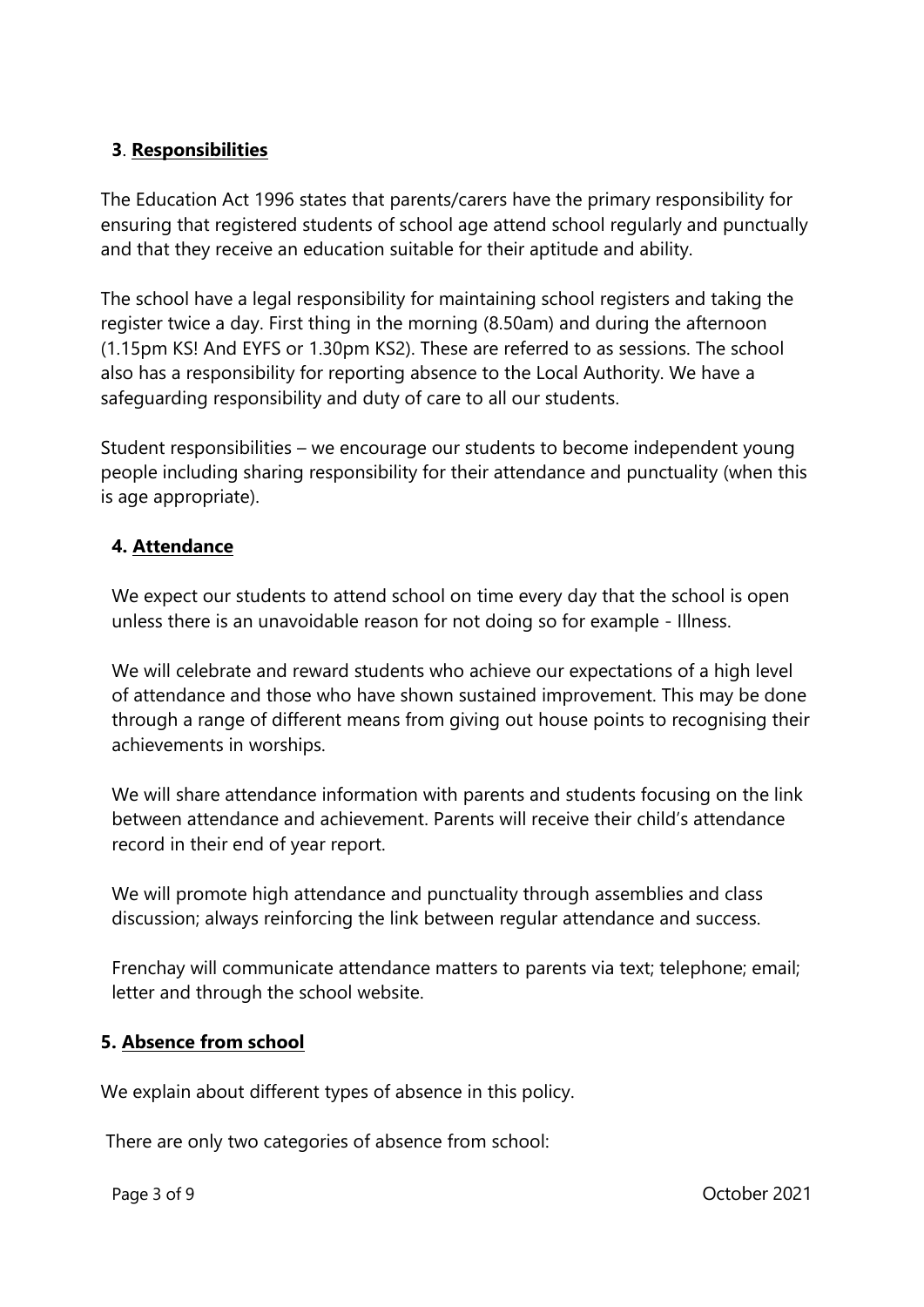## **3**. **Responsibilities**

The Education Act 1996 states that parents/carers have the primary responsibility for ensuring that registered students of school age attend school regularly and punctually and that they receive an education suitable for their aptitude and ability.

The school have a legal responsibility for maintaining school registers and taking the register twice a day. First thing in the morning (8.50am) and during the afternoon (1.15pm KS! And EYFS or 1.30pm KS2). These are referred to as sessions. The school also has a responsibility for reporting absence to the Local Authority. We have a safeguarding responsibility and duty of care to all our students.

Student responsibilities – we encourage our students to become independent young people including sharing responsibility for their attendance and punctuality (when this is age appropriate).

## **4. Attendance**

We expect our students to attend school on time every day that the school is open unless there is an unavoidable reason for not doing so for example - Illness.

We will celebrate and reward students who achieve our expectations of a high level of attendance and those who have shown sustained improvement. This may be done through a range of different means from giving out house points to recognising their achievements in worships.

We will share attendance information with parents and students focusing on the link between attendance and achievement. Parents will receive their child's attendance record in their end of year report.

We will promote high attendance and punctuality through assemblies and class discussion; always reinforcing the link between regular attendance and success.

Frenchay will communicate attendance matters to parents via text; telephone; email; letter and through the school website.

## **5. Absence from school**

We explain about different types of absence in this policy.

There are only two categories of absence from school: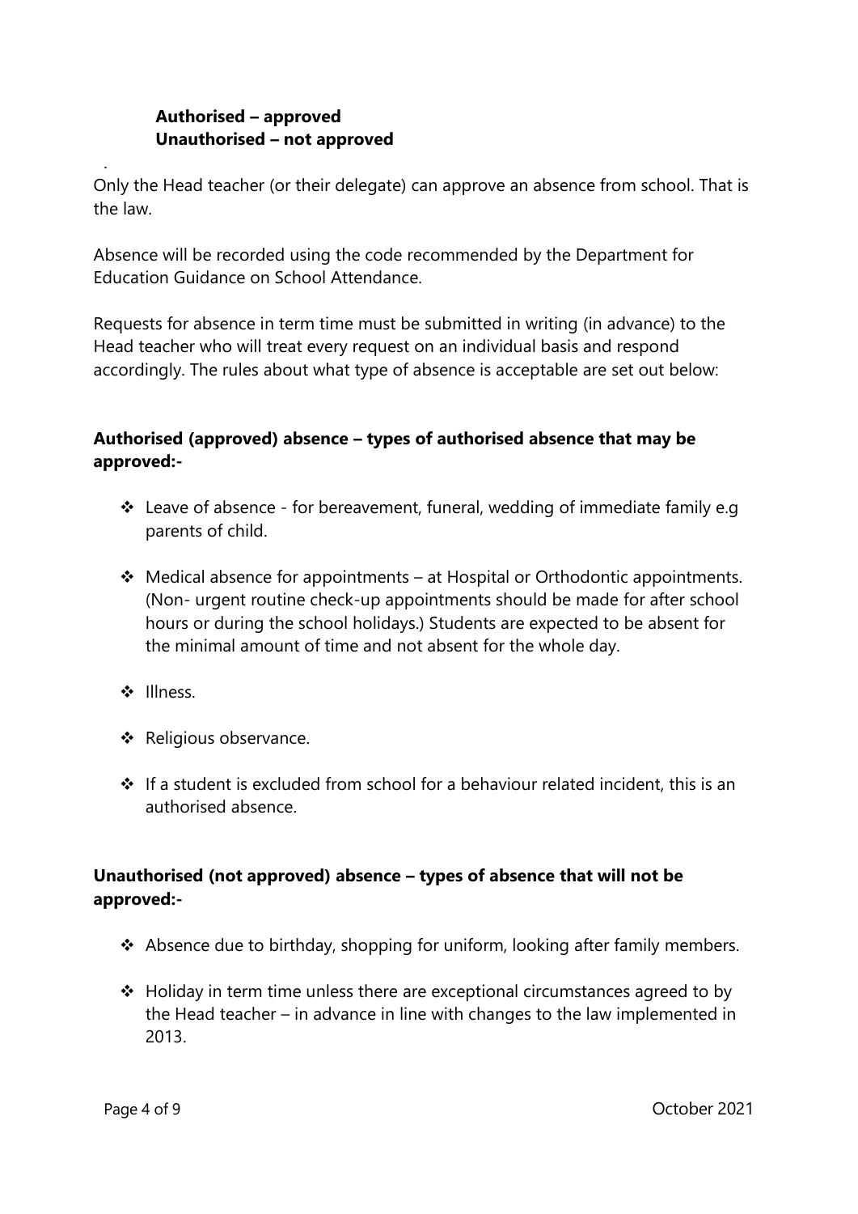**Authorised – approved**
**Unauthorised – not approved**

Only the Head teacher (or their delegate) can approve an absence from school. That is the law.

Absence will be recorded using the code recommended by the Department for Education Guidance on School Attendance.

Requests for absence in term time must be submitted in writing (in advance) to the Head teacher who will treat every request on an individual basis and respond accordingly. The rules about what type of absence is acceptable are set out below:

**Authorised (approved) absence – types of authorised absence that may be approved:-**

- Leave of absence - for bereavement, funeral, wedding of immediate family e.g parents of child.
- Medical absence for appointments – at Hospital or Orthodontic appointments. (Non- urgent routine check-up appointments should be made for after school hours or during the school holidays.) Students are expected to be absent for the minimal amount of time and not absent for the whole day.
- Illness.
- Religious observance.
- If a student is excluded from school for a behaviour related incident, this is an authorised absence.

**Unauthorised (not approved) absence – types of absence that will not be approved:-**

- Absence due to birthday, shopping for uniform, looking after family members.
- Holiday in term time unless there are exceptional circumstances agreed to by the Head teacher – in advance in line with changes to the law implemented in 2013.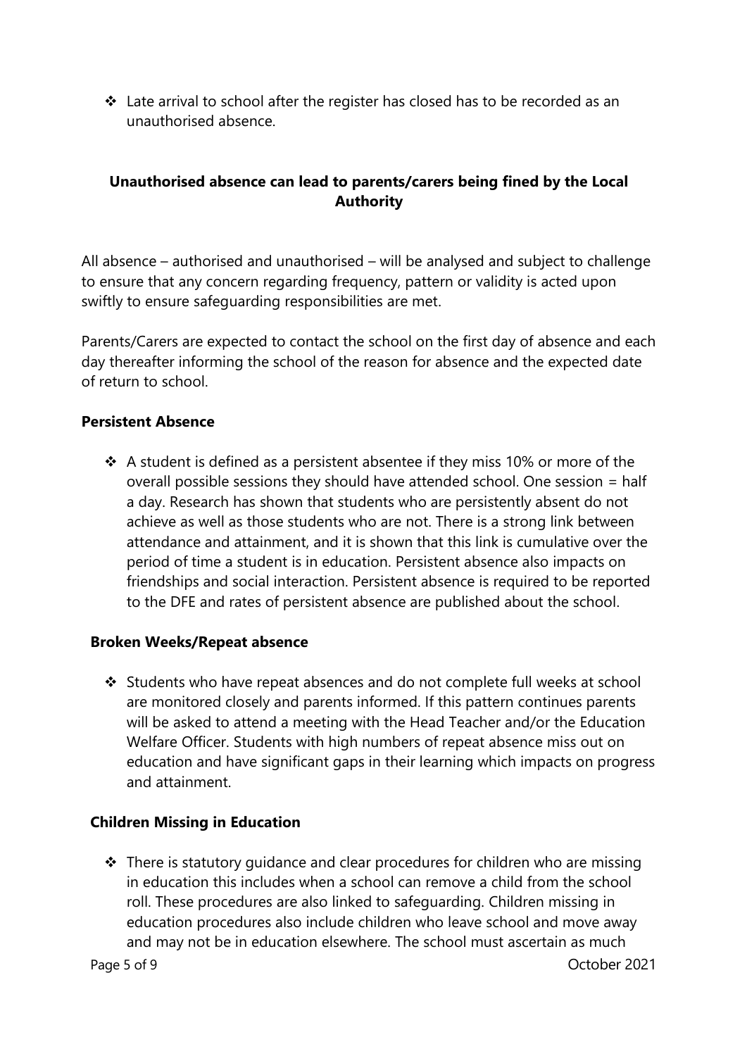- Late arrival to school after the register has closed has to be recorded as an unauthorised absence.

**Unauthorised absence can lead to parents/carers being fined by the Local Authority**

All absence – authorised and unauthorised – will be analysed and subject to challenge to ensure that any concern regarding frequency, pattern or validity is acted upon swiftly to ensure safeguarding responsibilities are met.

Parents/Carers are expected to contact the school on the first day of absence and each day thereafter informing the school of the reason for absence and the expected date of return to school.

**Persistent Absence**

- A student is defined as a persistent absentee if they miss 10% or more of the overall possible sessions they should have attended school. One session = half a day. Research has shown that students who are persistently absent do not achieve as well as those students who are not. There is a strong link between attendance and attainment, and it is shown that this link is cumulative over the period of time a student is in education. Persistent absence also impacts on friendships and social interaction. Persistent absence is required to be reported to the DFE and rates of persistent absence are published about the school.

**Broken Weeks/Repeat absence**

- Students who have repeat absences and do not complete full weeks at school are monitored closely and parents informed. If this pattern continues parents will be asked to attend a meeting with the Head Teacher and/or the Education Welfare Officer. Students with high numbers of repeat absence miss out on education and have significant gaps in their learning which impacts on progress and attainment.

**Children Missing in Education**

- There is statutory guidance and clear procedures for children who are missing in education this includes when a school can remove a child from the school roll. These procedures are also linked to safeguarding. Children missing in education procedures also include children who leave school and move away and may not be in education elsewhere. The school must ascertain as much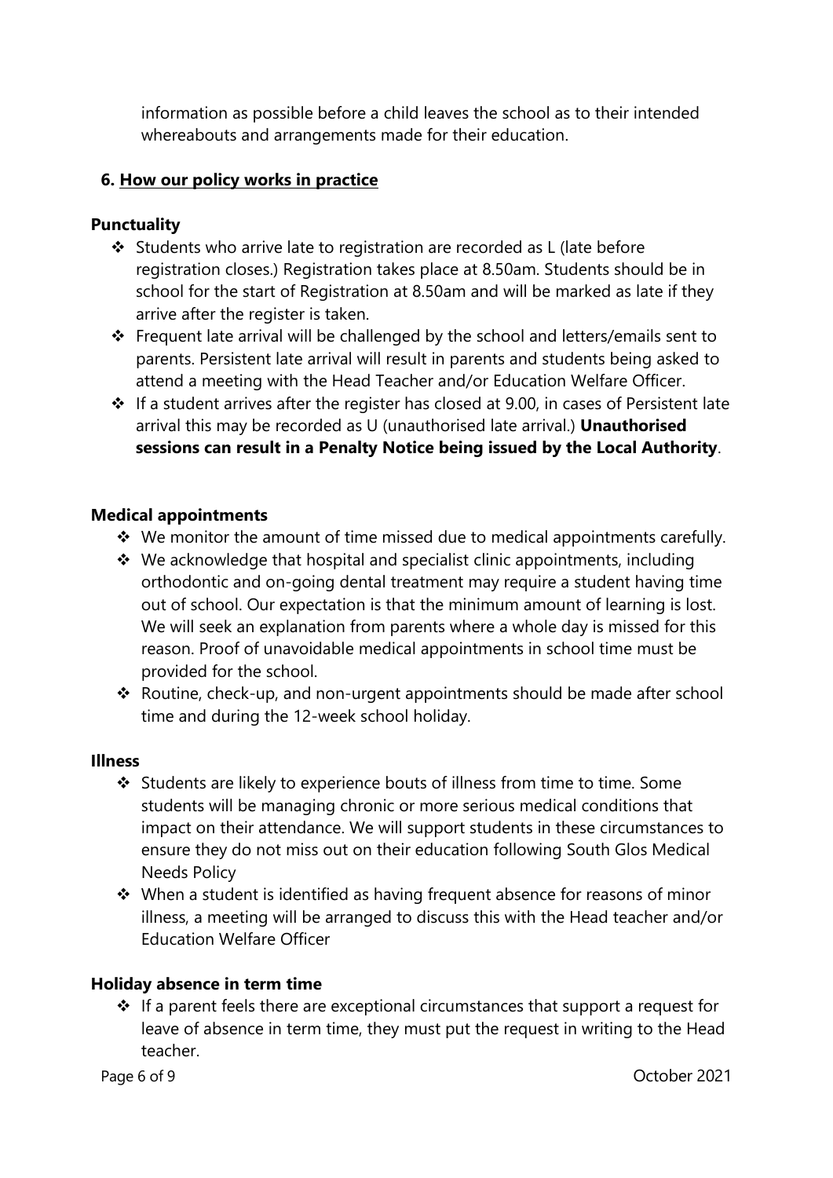information as possible before a child leaves the school as to their intended whereabouts and arrangements made for their education.

## 6. How our policy works in practice

### Punctuality

- Students who arrive late to registration are recorded as L (late before registration closes.) Registration takes place at 8.50am. Students should be in school for the start of Registration at 8.50am and will be marked as late if they arrive after the register is taken.
- Frequent late arrival will be challenged by the school and letters/emails sent to parents. Persistent late arrival will result in parents and students being asked to attend a meeting with the Head Teacher and/or Education Welfare Officer.
- If a student arrives after the register has closed at 9.00, in cases of Persistent late arrival this may be recorded as U (unauthorised late arrival.) **Unauthorised sessions can result in a Penalty Notice being issued by the Local Authority**.

### Medical appointments

- We monitor the amount of time missed due to medical appointments carefully.
- We acknowledge that hospital and specialist clinic appointments, including orthodontic and on-going dental treatment may require a student having time out of school. Our expectation is that the minimum amount of learning is lost. We will seek an explanation from parents where a whole day is missed for this reason. Proof of unavoidable medical appointments in school time must be provided for the school.
- Routine, check-up, and non-urgent appointments should be made after school time and during the 12-week school holiday.

### Illness

- Students are likely to experience bouts of illness from time to time. Some students will be managing chronic or more serious medical conditions that impact on their attendance. We will support students in these circumstances to ensure they do not miss out on their education following South Glos Medical Needs Policy
- When a student is identified as having frequent absence for reasons of minor illness, a meeting will be arranged to discuss this with the Head teacher and/or Education Welfare Officer

### Holiday absence in term time

- If a parent feels there are exceptional circumstances that support a request for leave of absence in term time, they must put the request in writing to the Head teacher.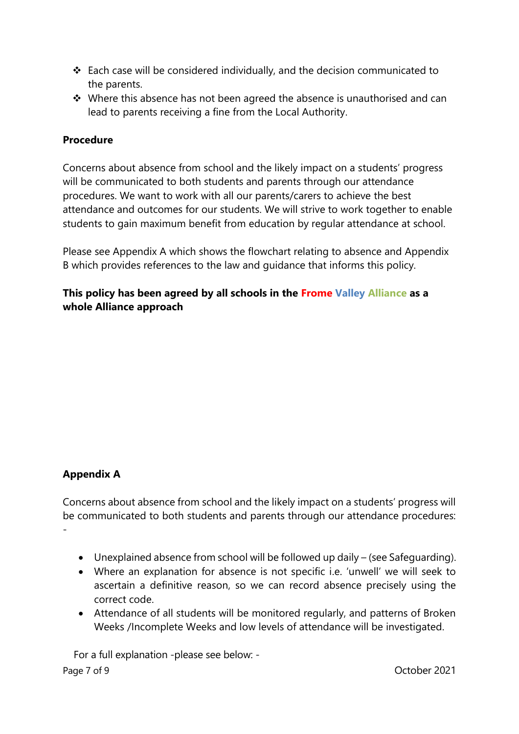- ❖ Each case will be considered individually, and the decision communicated to the parents.
- ❖ Where this absence has not been agreed the absence is unauthorised and can lead to parents receiving a fine from the Local Authority.

**Procedure**

Concerns about absence from school and the likely impact on a students' progress will be communicated to both students and parents through our attendance procedures. We want to work with all our parents/carers to achieve the best attendance and outcomes for our students. We will strive to work together to enable students to gain maximum benefit from education by regular attendance at school.

Please see Appendix A which shows the flowchart relating to absence and Appendix B which provides references to the law and guidance that informs this policy.

**This policy has been agreed by all schools in the Frome Valley Alliance as a whole Alliance approach**

**Appendix A**

Concerns about absence from school and the likely impact on a students' progress will be communicated to both students and parents through our attendance procedures: -

- Unexplained absence from school will be followed up daily – (see Safeguarding).
- Where an explanation for absence is not specific i.e. 'unwell' we will seek to ascertain a definitive reason, so we can record absence precisely using the correct code.
- Attendance of all students will be monitored regularly, and patterns of Broken Weeks /Incomplete Weeks and low levels of attendance will be investigated.

For a full explanation -please see below: -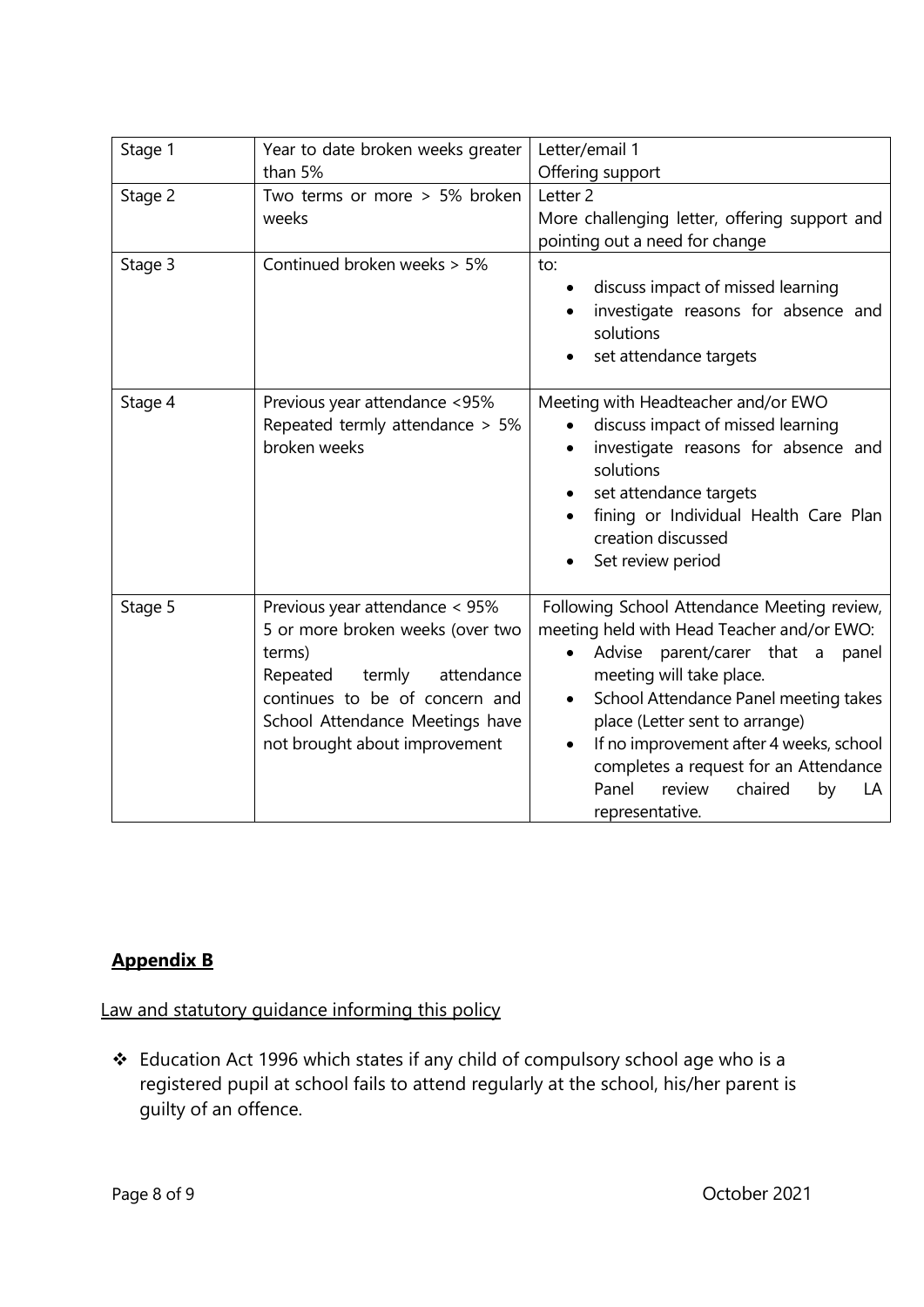| Stage 1 | Year to date broken weeks greater than 5% | Letter/email 1<br>Offering support |
|---|---|---|
| Stage 2 | Two terms or more > 5% broken weeks | Letter 2<br>More challenging letter, offering support and pointing out a need for change |
| Stage 3 | Continued broken weeks > 5% | to:<br>• discuss impact of missed learning<br>• investigate reasons for absence and solutions<br>• set attendance targets |
| Stage 4 | Previous year attendance <95%<br>Repeated termly attendance > 5% broken weeks | Meeting with Headteacher and/or EWO<br>• discuss impact of missed learning<br>• investigate reasons for absence and solutions<br>• set attendance targets<br>• fining or Individual Health Care Plan creation discussed<br>• Set review period |
| Stage 5 | Previous year attendance < 95%<br>5 or more broken weeks (over two terms)<br>Repeated termly attendance continues to be of concern and School Attendance Meetings have not brought about improvement | Following School Attendance Meeting review, meeting held with Head Teacher and/or EWO:<br>• Advise parent/carer that a panel meeting will take place.<br>• School Attendance Panel meeting takes place (Letter sent to arrange)<br>• If no improvement after 4 weeks, school completes a request for an Attendance Panel review chaired by LA representative. |

## Appendix B

Law and statutory guidance informing this policy

- Education Act 1996 which states if any child of compulsory school age who is a registered pupil at school fails to attend regularly at the school, his/her parent is guilty of an offence.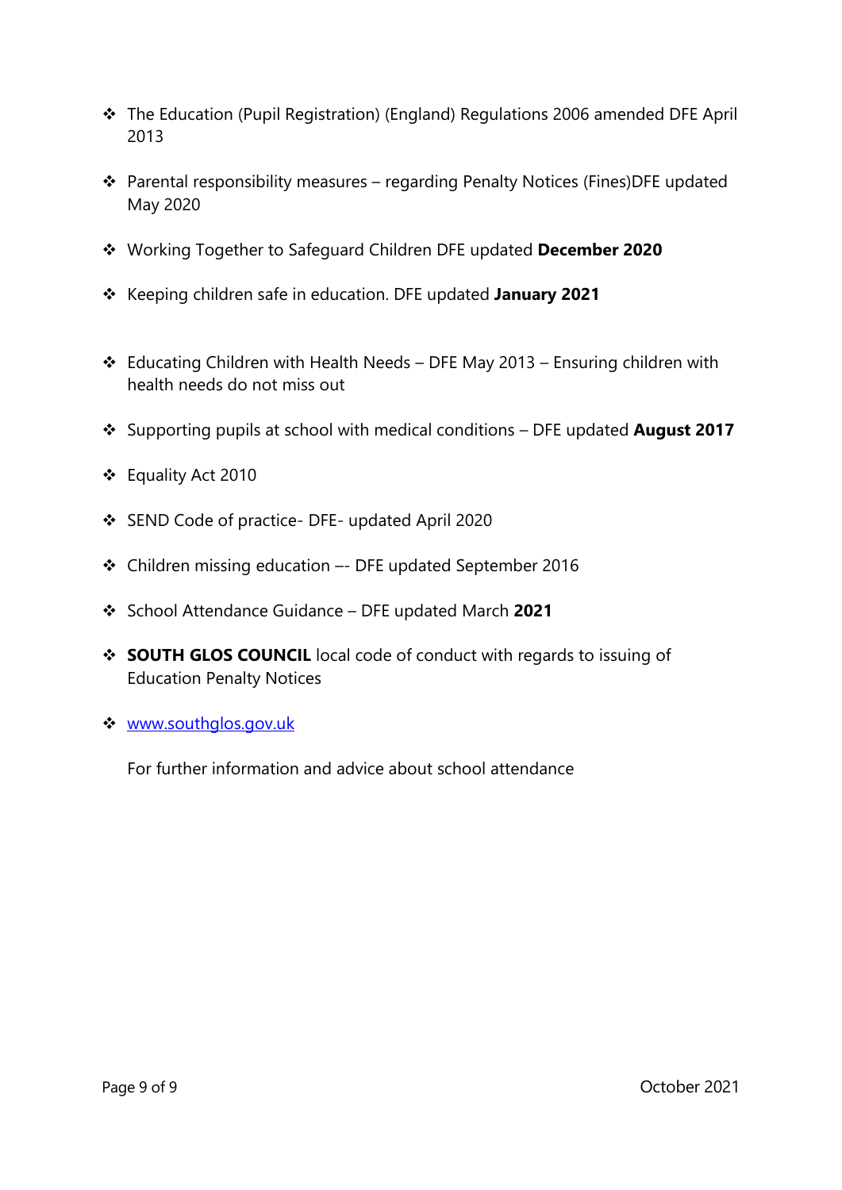- The Education (Pupil Registration) (England) Regulations 2006 amended DFE April 2013
- Parental responsibility measures – regarding Penalty Notices (Fines)DFE updated May 2020
- Working Together to Safeguard Children DFE updated **December 2020**
- Keeping children safe in education. DFE updated **January 2021**
- Educating Children with Health Needs – DFE May 2013 – Ensuring children with health needs do not miss out
- Supporting pupils at school with medical conditions – DFE updated **August 2017**
- Equality Act 2010
- SEND Code of practice- DFE- updated April 2020
- Children missing education –- DFE updated September 2016
- School Attendance Guidance – DFE updated March **2021**
- **SOUTH GLOS COUNCIL** local code of conduct with regards to issuing of Education Penalty Notices
- [www.southglos.gov.uk](http://www.southglos.gov.uk)

  For further information and advice about school attendance

October 2021